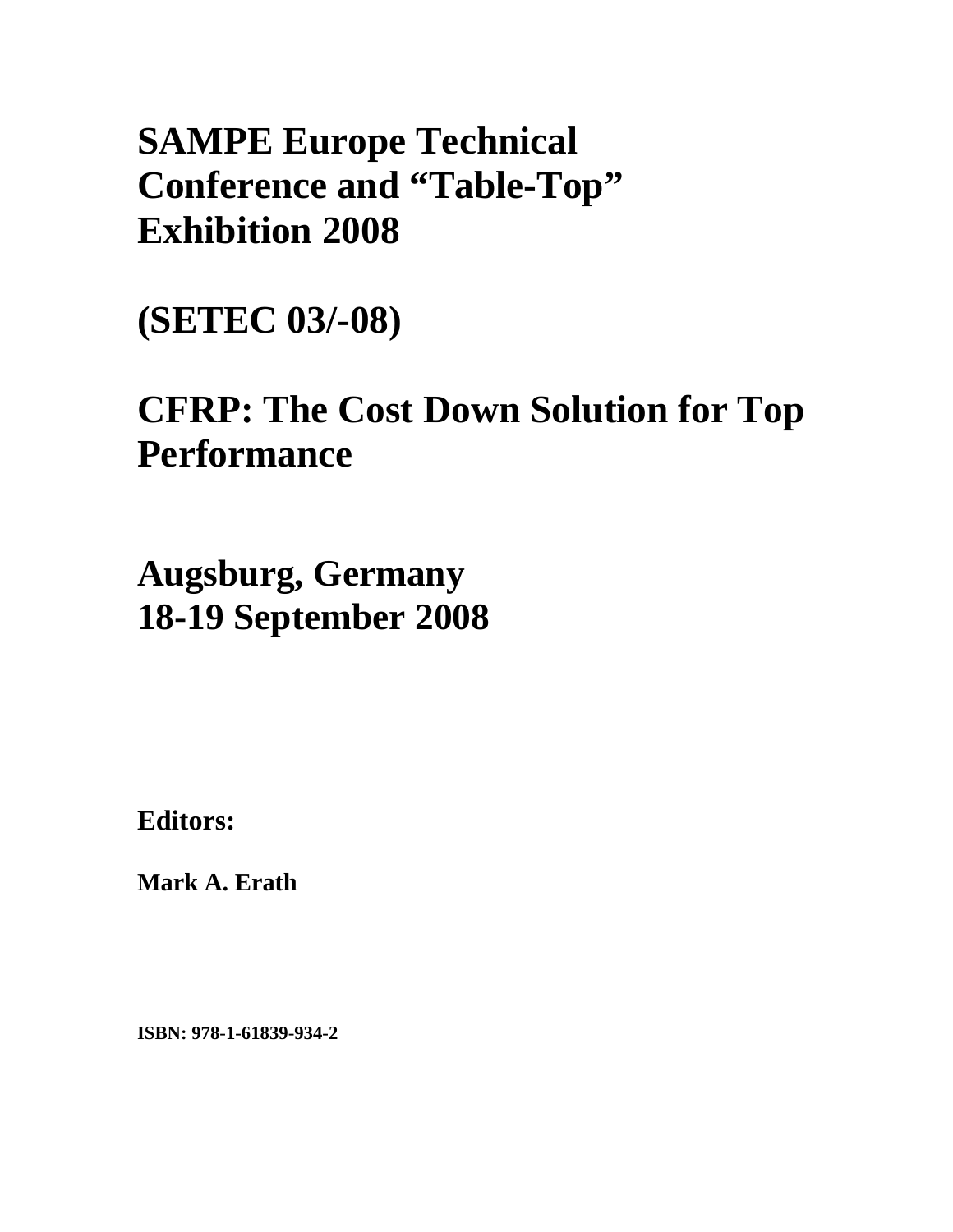# SAMPE Europe Technical Conference and "Table-Top" Exhibition 2008

# (SETEC 03/-08)

# CFRP: The Cost Down Solution for Top Performance

# Augsburg, Germany
# 18-19 September 2008

**Editors:**

**Mark A. Erath**

**ISBN: 978-1-61839-934-2**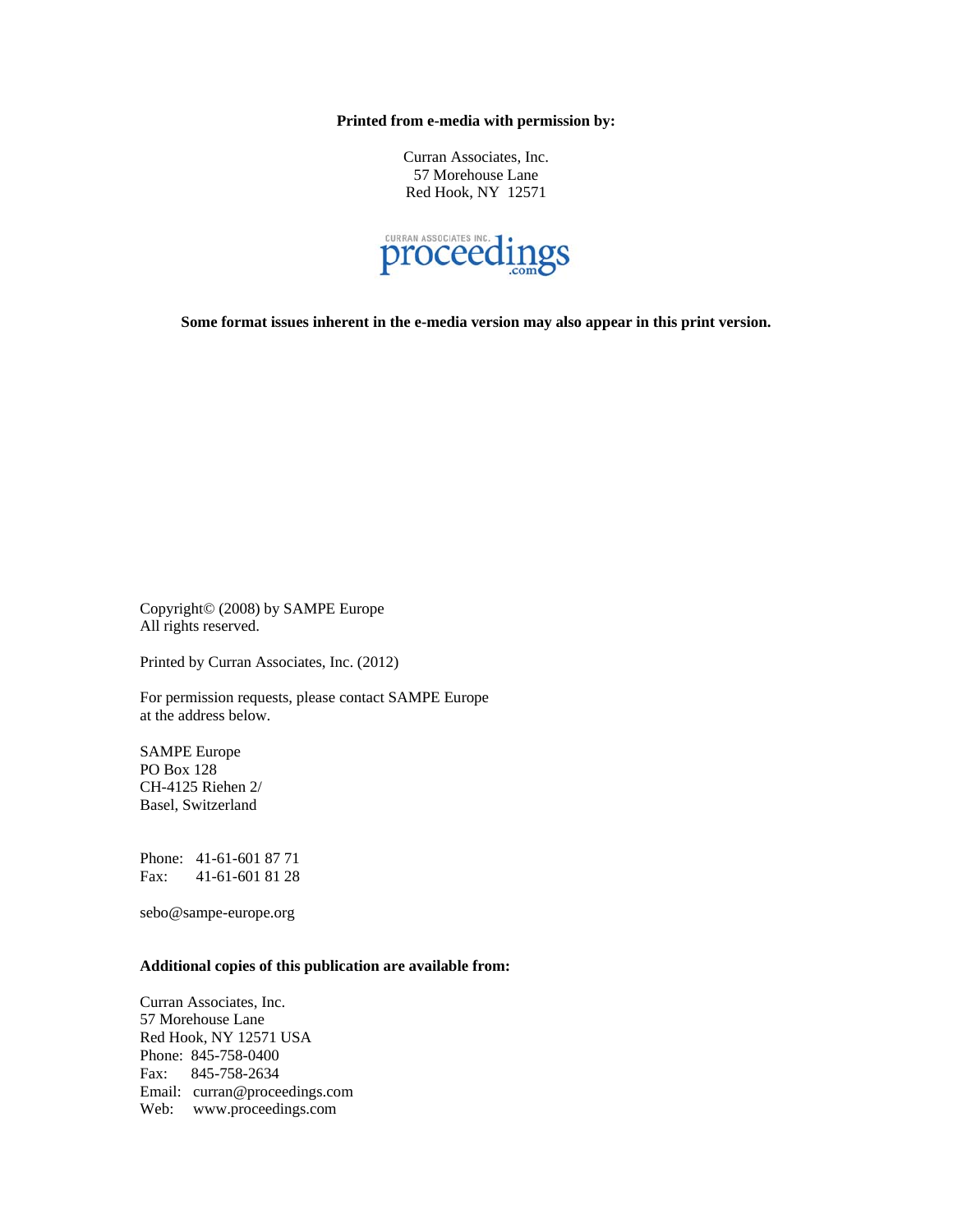**Printed from e-media with permission by:**

Curran Associates, Inc.
57 Morehouse Lane
Red Hook, NY 12571

CURRAN ASSOCIATES INC. proceedings.com

**Some format issues inherent in the e-media version may also appear in this print version.**

Copyright© (2008) by SAMPE Europe
All rights reserved.

Printed by Curran Associates, Inc. (2012)

For permission requests, please contact SAMPE Europe
at the address below.

SAMPE Europe
PO Box 128
CH-4125 Riehen 2/
Basel, Switzerland

Phone: 41-61-601 87 71
Fax: 41-61-601 81 28

sebo@sampe-europe.org

**Additional copies of this publication are available from:**

Curran Associates, Inc.
57 Morehouse Lane
Red Hook, NY 12571 USA
Phone: 845-758-0400
Fax: 845-758-2634
Email: curran@proceedings.com
Web: www.proceedings.com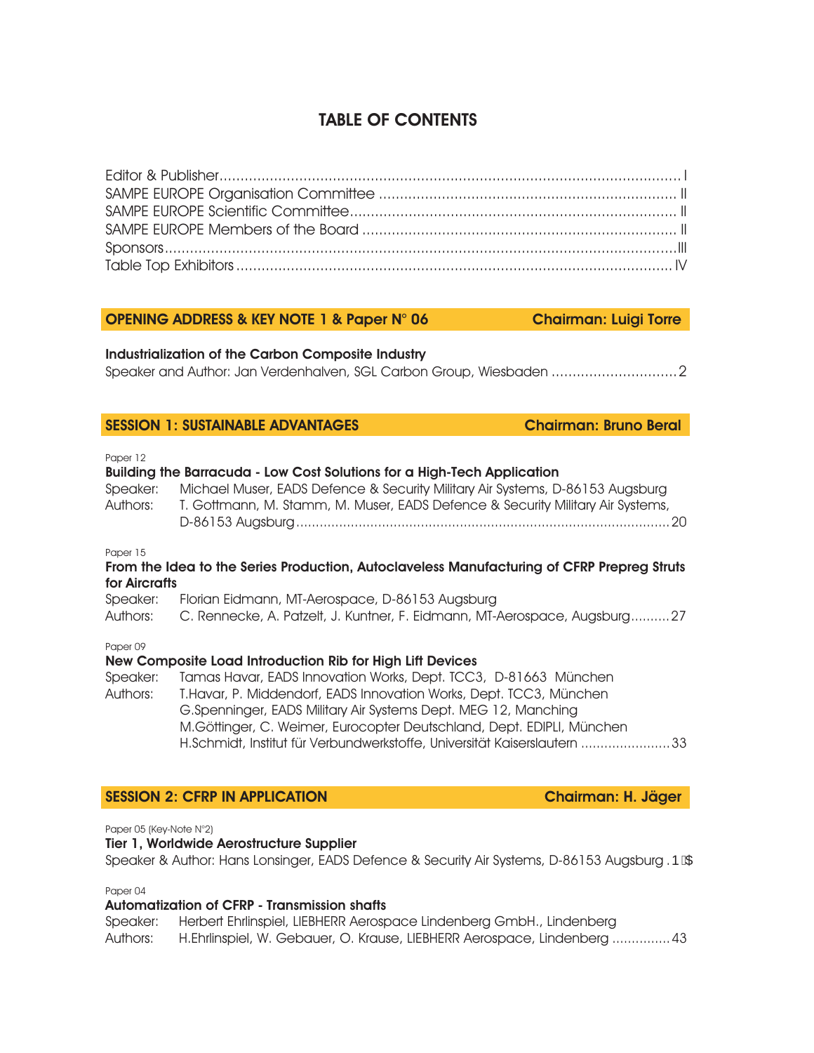# TABLE OF CONTENTS

Editor & Publisher .......... I
SAMPE EUROPE Organisation Committee .......... II
SAMPE EUROPE Scientific Committee .......... II
SAMPE EUROPE Members of the Board .......... II
Sponsors .......... III
Table Top Exhibitors .......... IV

## OPENING ADDRESS & KEY NOTE 1 & Paper N° 06 — Chairman: Luigi Torre

**Industrialization of the Carbon Composite Industry**
Speaker and Author: Jan Verdenhalven, SGL Carbon Group, Wiesbaden .......... 2

## SESSION 1: SUSTAINABLE ADVANTAGES — Chairman: Bruno Beral

Paper 12
**Building the Barracuda - Low Cost Solutions for a High-Tech Application**
Speaker: Michael Muser, EADS Defence & Security Military Air Systems, D-86153 Augsburg
Authors: T. Gottmann, M. Stamm, M. Muser, EADS Defence & Security Military Air Systems, D-86153 Augsburg .......... 20

Paper 15
**From the Idea to the Series Production, Autoclaveless Manufacturing of CFRP Prepreg Struts for Aircrafts**
Speaker: Florian Eidmann, MT-Aerospace, D-86153 Augsburg
Authors: C. Rennecke, A. Patzelt, J. Kuntner, F. Eidmann, MT-Aerospace, Augsburg .......... 27

Paper 09
**New Composite Load Introduction Rib for High Lift Devices**
Speaker: Tamas Havar, EADS Innovation Works, Dept. TCC3, D-81663 München
Authors: T.Havar, P. Middendorf, EADS Innovation Works, Dept. TCC3, München
G.Spenninger, EADS Military Air Systems Dept. MEG 12, Manching
M.Göttinger, C. Weimer, Eurocopter Deutschland, Dept. EDIPLI, München
H.Schmidt, Institut für Verbundwerkstoffe, Universität Kaiserslautern .......... 33

## SESSION 2: CFRP IN APPLICATION — Chairman: H. Jäger

Paper 05 (Key-Note N°2)
**Tier 1, Worldwide Aerostructure Supplier**
Speaker & Author: Hans Lonsinger, EADS Defence & Security Air Systems, D-86153 Augsburg . 1�$

Paper 04
**Automatization of CFRP - Transmission shafts**
Speaker: Herbert Ehrlinspiel, LIEBHERR Aerospace Lindenberg GmbH., Lindenberg
Authors: H.Ehrlinspiel, W. Gebauer, O. Krause, LIEBHERR Aerospace, Lindenberg .......... 43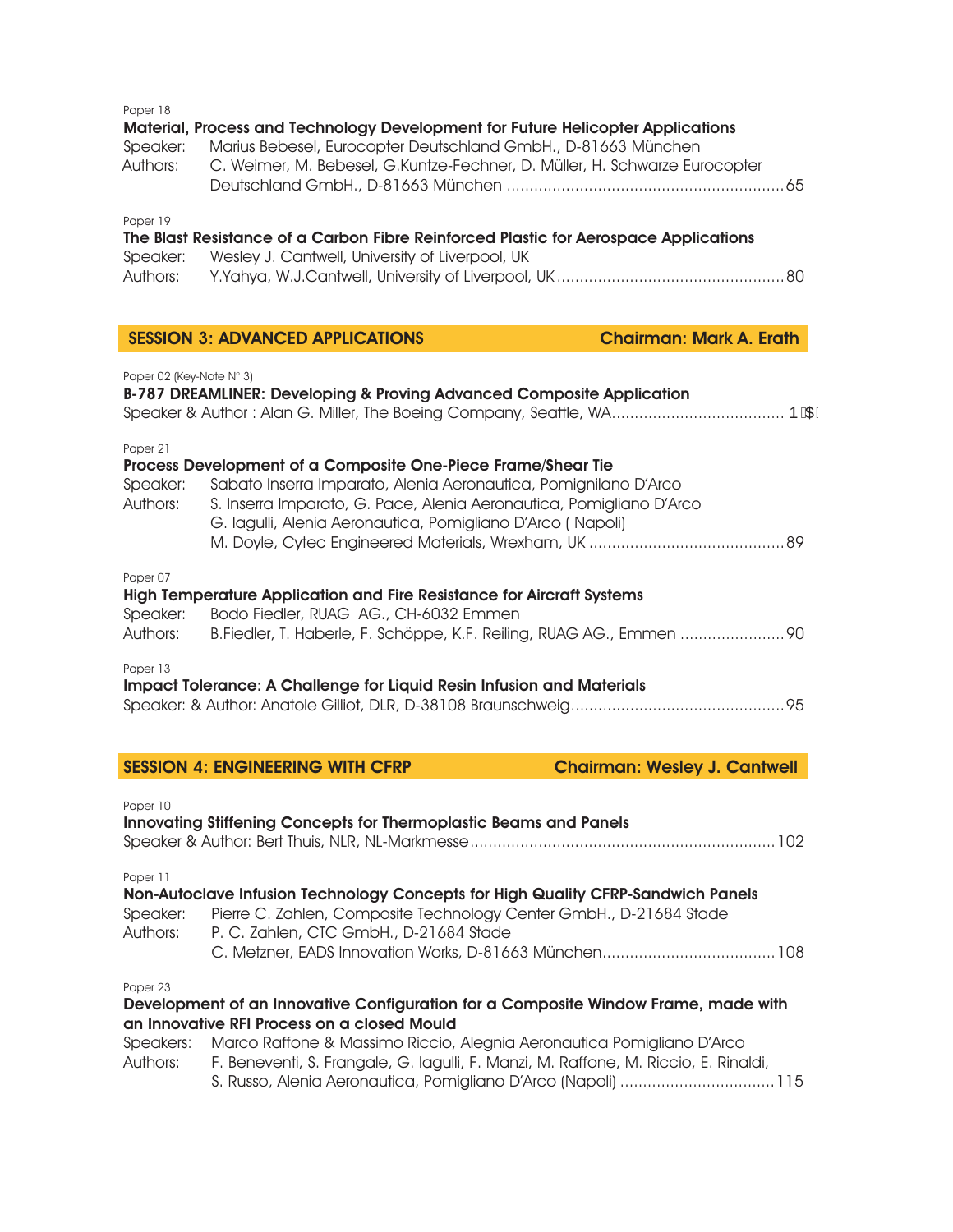Paper 18

**Material, Process and Technology Development for Future Helicopter Applications**

Speaker: Marius Bebesel, Eurocopter Deutschland GmbH., D-81663 München

Authors: C. Weimer, M. Bebesel, G.Kuntze-Fechner, D. Müller, H. Schwarze Eurocopter Deutschland GmbH., D-81663 München ............................................................65

Paper 19

**The Blast Resistance of a Carbon Fibre Reinforced Plastic for Aerospace Applications**

Speaker: Wesley J. Cantwell, University of Liverpool, UK

Authors: Y.Yahya, W.J.Cantwell, University of Liverpool, UK.................................................80

## SESSION 3: ADVANCED APPLICATIONS — Chairman: Mark A. Erath

Paper 02 (Key-Note N° 3)

**B-787 DREAMLINER: Developing & Proving Advanced Composite Application**

Speaker & Author : Alan G. Miller, The Boeing Company, Seattle, WA..................................... 1$[

Paper 21

**Process Development of a Composite One-Piece Frame/Shear Tie**

Speaker: Sabato Inserra Imparato, Alenia Aeronautica, Pomignilano D'Arco

Authors: S. Inserra Imparato, G. Pace, Alenia Aeronautica, Pomigliano D'Arco
G. Iagulli, Alenia Aeronautica, Pomigliano D'Arco ( Napoli)
M. Doyle, Cytec Engineered Materials, Wrexham, UK ...........................................89

Paper 07

**High Temperature Application and Fire Resistance for Aircraft Systems**

Speaker: Bodo Fiedler, RUAG AG., CH-6032 Emmen

Authors: B.Fiedler, T. Haberle, F. Schöppe, K.F. Reiling, RUAG AG., Emmen .......................90

Paper 13

**Impact Tolerance: A Challenge for Liquid Resin Infusion and Materials**

Speaker: & Author: Anatole Gilliot, DLR, D-38108 Braunschweig..............................................95

## SESSION 4: ENGINEERING WITH CFRP — Chairman: Wesley J. Cantwell

Paper 10

**Innovating Stiffening Concepts for Thermoplastic Beams and Panels**

Speaker & Author: Bert Thuis, NLR, NL-Markmesse..................................................................102

Paper 11

**Non-Autoclave Infusion Technology Concepts for High Quality CFRP-Sandwich Panels**

Speaker: Pierre C. Zahlen, Composite Technology Center GmbH., D-21684 Stade

Authors: P. C. Zahlen, CTC GmbH., D-21684 Stade
C. Metzner, EADS Innovation Works, D-81663 München......................................108

Paper 23

**Development of an Innovative Configuration for a Composite Window Frame, made with an Innovative RFI Process on a closed Mould**

Speakers: Marco Raffone & Massimo Riccio, Alegnia Aeronautica Pomigliano D'Arco

Authors: F. Beneventi, S. Frangale, G. Iagulli, F. Manzi, M. Raffone, M. Riccio, E. Rinaldi, S. Russo, Alenia Aeronautica, Pomigliano D'Arco (Napoli) .................................115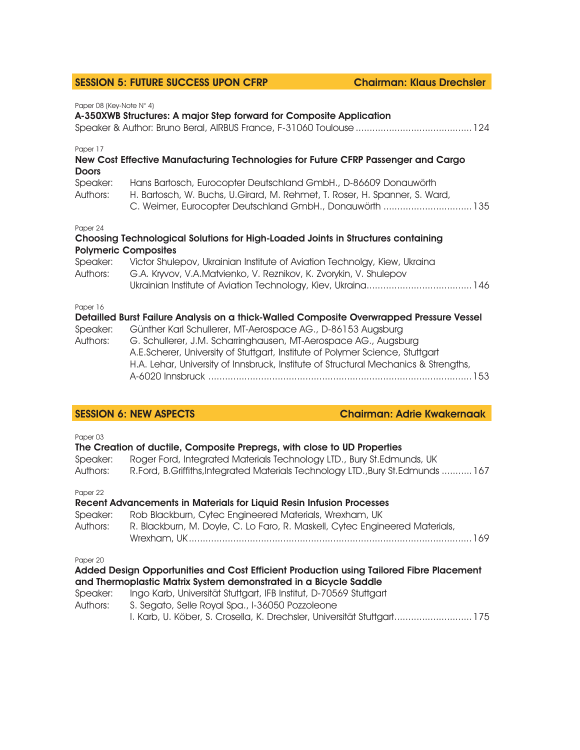## SESSION 5: FUTURE SUCCESS UPON CFRP — Chairman: Klaus Drechsler

Paper 08 (Key-Note N° 4)
**A-350XWB Structures: A major Step forward for Composite Application**
Speaker & Author: Bruno Beral, AIRBUS France, F-31060 Toulouse .......................................... 124

Paper 17
**New Cost Effective Manufacturing Technologies for Future CFRP Passenger and Cargo Doors**
Speaker: Hans Bartosch, Eurocopter Deutschland GmbH., D-86609 Donauwörth
Authors: H. Bartosch, W. Buchs, U.Girard, M. Rehmet, T. Roser, H. Spanner, S. Ward, C. Weimer, Eurocopter Deutschland GmbH., Donauwörth ................................ 135

Paper 24
**Choosing Technological Solutions for High-Loaded Joints in Structures containing Polymeric Composites**
Speaker: Victor Shulepov, Ukrainian Institute of Aviation Technolgy, Kiew, Ukraina
Authors: G.A. Kryvov, V.A.Matvienko, V. Reznikov, K. Zvorykin, V. Shulepov Ukrainian Institute of Aviation Technology, Kiev, Ukraina...................................... 146

Paper 16
**Detailled Burst Failure Analysis on a thick-Walled Composite Overwrapped Pressure Vessel**
Speaker: Günther Karl Schullerer, MT-Aerospace AG., D-86153 Augsburg
Authors: G. Schullerer, J.M. Scharringhausen, MT-Aerospace AG., Augsburg
A.E.Scherer, University of Stuttgart, Institute of Polymer Science, Stuttgart
H.A. Lehar, University of Innsbruck, Institute of Structural Mechanics & Strengths, A-6020 Innsbruck ............................................................................................. 153

## SESSION 6: NEW ASPECTS — Chairman: Adrie Kwakernaak

Paper 03
**The Creation of ductile, Composite Prepregs, with close to UD Properties**
Speaker: Roger Ford, Integrated Materials Technology LTD., Bury St.Edmunds, UK
Authors: R.Ford, B.Griffiths,Integrated Materials Technology LTD.,Bury St.Edmunds ........... 167

Paper 22
**Recent Advancements in Materials for Liquid Resin Infusion Processes**
Speaker: Rob Blackburn, Cytec Engineered Materials, Wrexham, UK
Authors: R. Blackburn, M. Doyle, C. Lo Faro, R. Maskell, Cytec Engineered Materials, Wrexham, UK..................................................................................................... 169

Paper 20
**Added Design Opportunities and Cost Efficient Production using Tailored Fibre Placement and Thermoplastic Matrix System demonstrated in a Bicycle Saddle**
Speaker: Ingo Karb, Universität Stuttgart, IFB Institut, D-70569 Stuttgart
Authors: S. Segato, Selle Royal Spa., I-36050 Pozzoleone
I. Karb, U. Köber, S. Crosella, K. Drechsler, Universität Stuttgart............................ 175